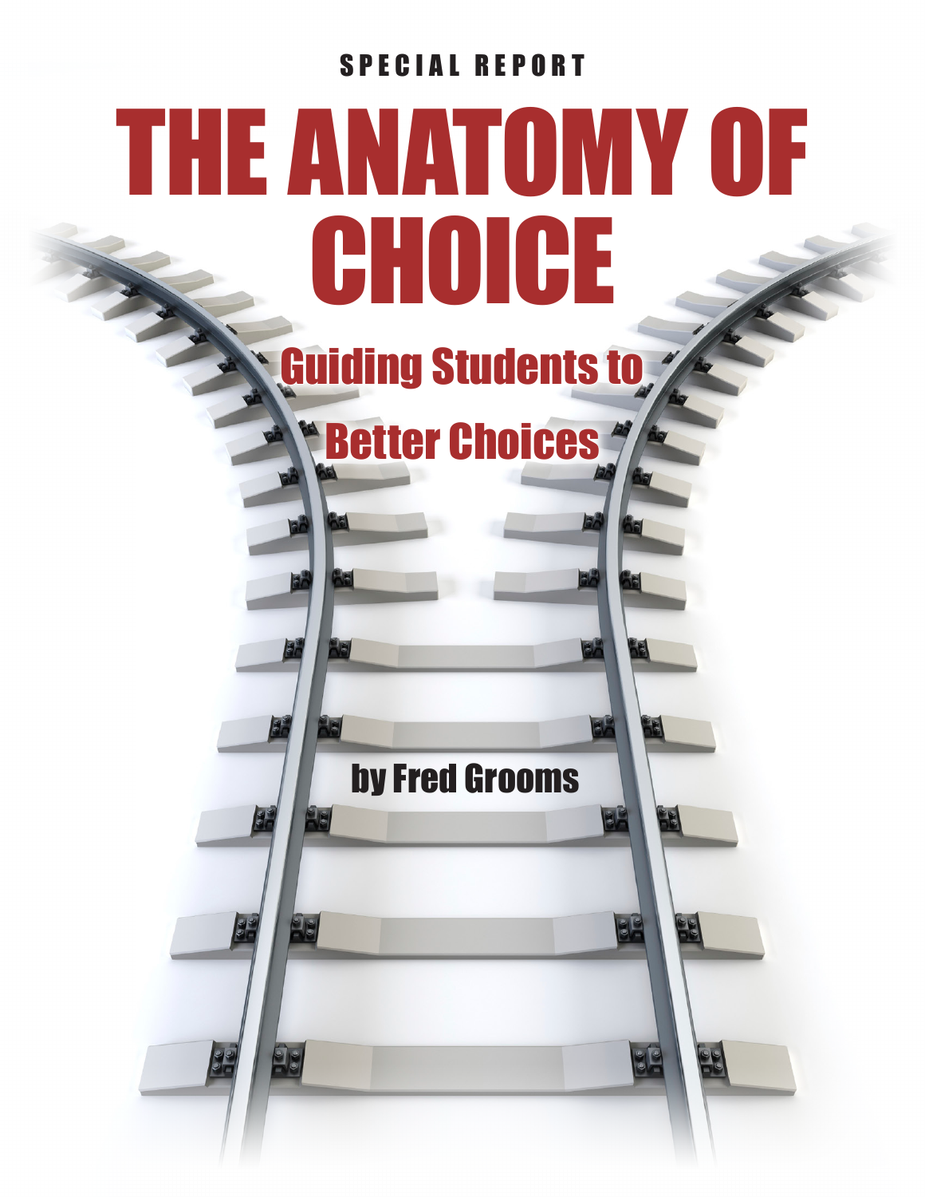SPECIAL REPORT

# THE ANATOMY OF CHOICE

## Guiding Students to Better Choices

by Fred Grooms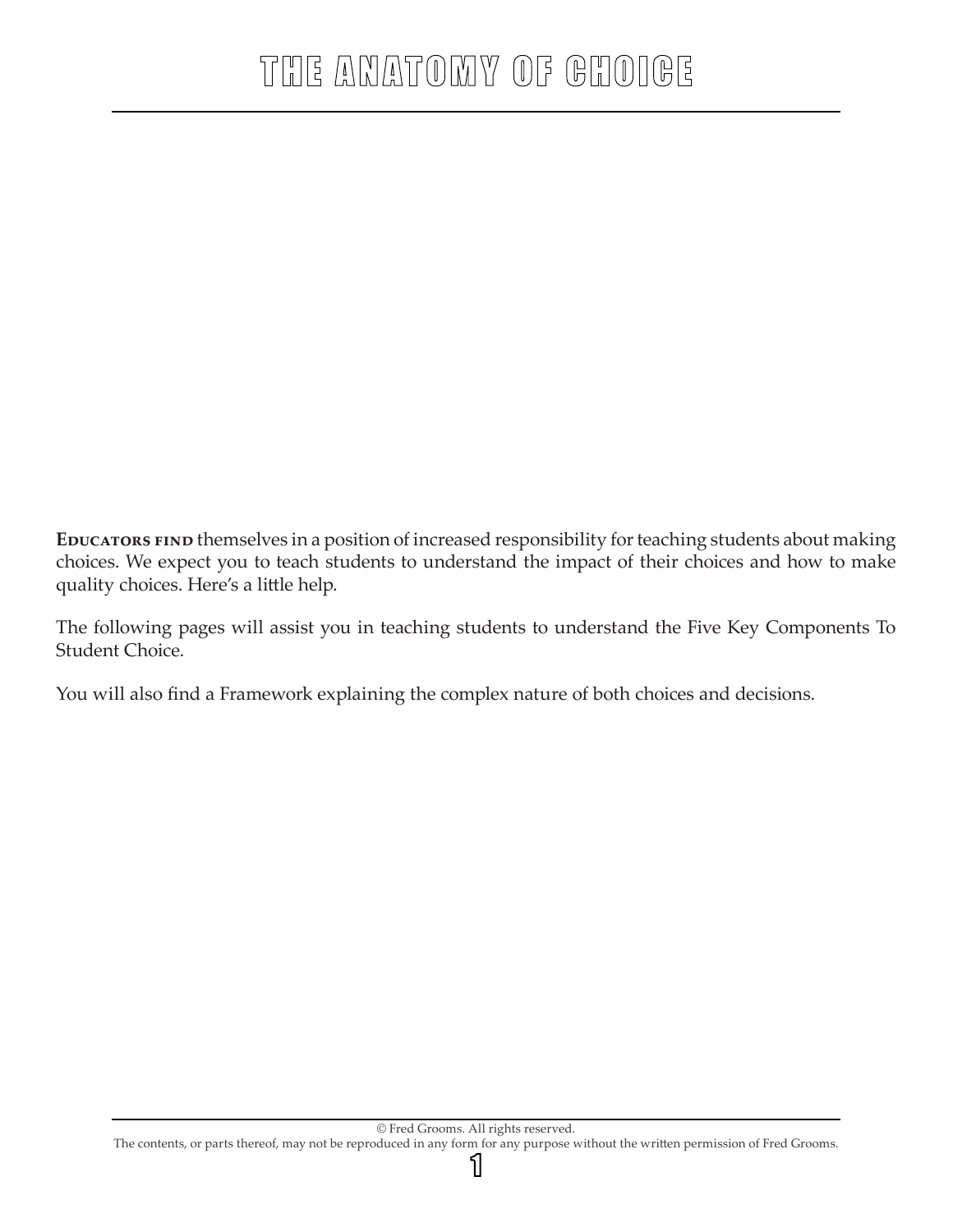# THE ANATOMY OF CHOICE

**Educators find** themselves in a position of increased responsibility for teaching students about making choices. We expect you to teach students to understand the impact of their choices and how to make quality choices. Here's a little help.

The following pages will assist you in teaching students to understand the Five Key Components To Student Choice.

You will also find a Framework explaining the complex nature of both choices and decisions.

© Fred Grooms. All rights reserved.
The contents, or parts thereof, may not be reproduced in any form for any purpose without the written permission of Fred Grooms.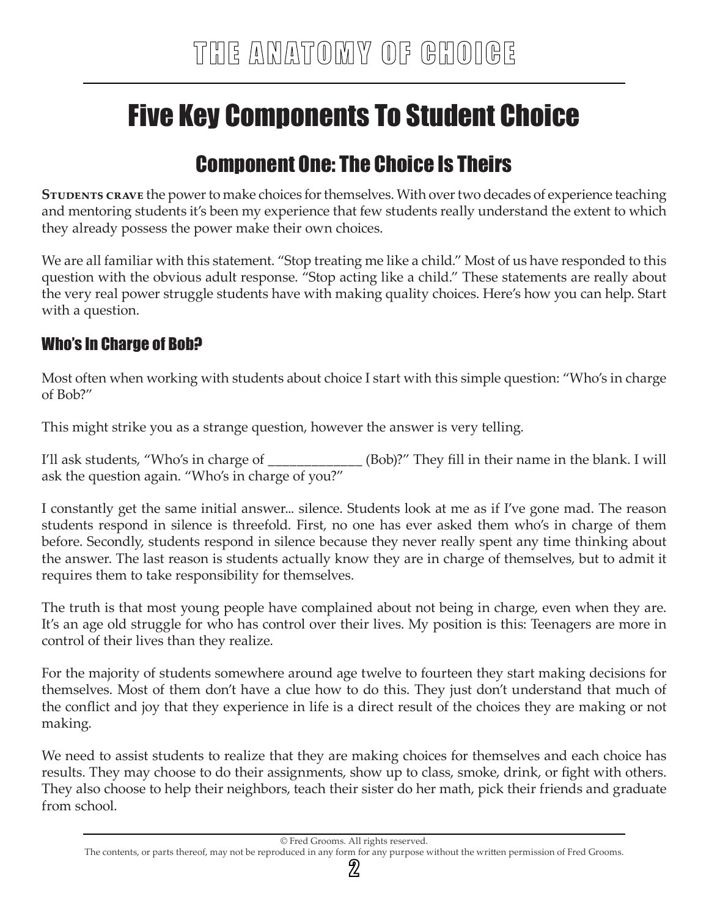# Five Key Components To Student Choice

## Component One: The Choice Is Theirs

**Students crave** the power to make choices for themselves. With over two decades of experience teaching and mentoring students it's been my experience that few students really understand the extent to which they already possess the power make their own choices.

We are all familiar with this statement. "Stop treating me like a child." Most of us have responded to this question with the obvious adult response. "Stop acting like a child." These statements are really about the very real power struggle students have with making quality choices. Here's how you can help. Start with a question.

### Who's In Charge of Bob?

Most often when working with students about choice I start with this simple question: "Who's in charge of Bob?"

This might strike you as a strange question, however the answer is very telling.

I'll ask students, "Who's in charge of _____________ (Bob)?" They fill in their name in the blank. I will ask the question again. "Who's in charge of you?"

I constantly get the same initial answer... silence. Students look at me as if I've gone mad. The reason students respond in silence is threefold. First, no one has ever asked them who's in charge of them before. Secondly, students respond in silence because they never really spent any time thinking about the answer. The last reason is students actually know they are in charge of themselves, but to admit it requires them to take responsibility for themselves.

The truth is that most young people have complained about not being in charge, even when they are. It's an age old struggle for who has control over their lives. My position is this: Teenagers are more in control of their lives than they realize.

For the majority of students somewhere around age twelve to fourteen they start making decisions for themselves. Most of them don't have a clue how to do this. They just don't understand that much of the conflict and joy that they experience in life is a direct result of the choices they are making or not making.

We need to assist students to realize that they are making choices for themselves and each choice has results. They may choose to do their assignments, show up to class, smoke, drink, or fight with others. They also choose to help their neighbors, teach their sister do her math, pick their friends and graduate from school.

© Fred Grooms. All rights reserved.
The contents, or parts thereof, may not be reproduced in any form for any purpose without the written permission of Fred Grooms.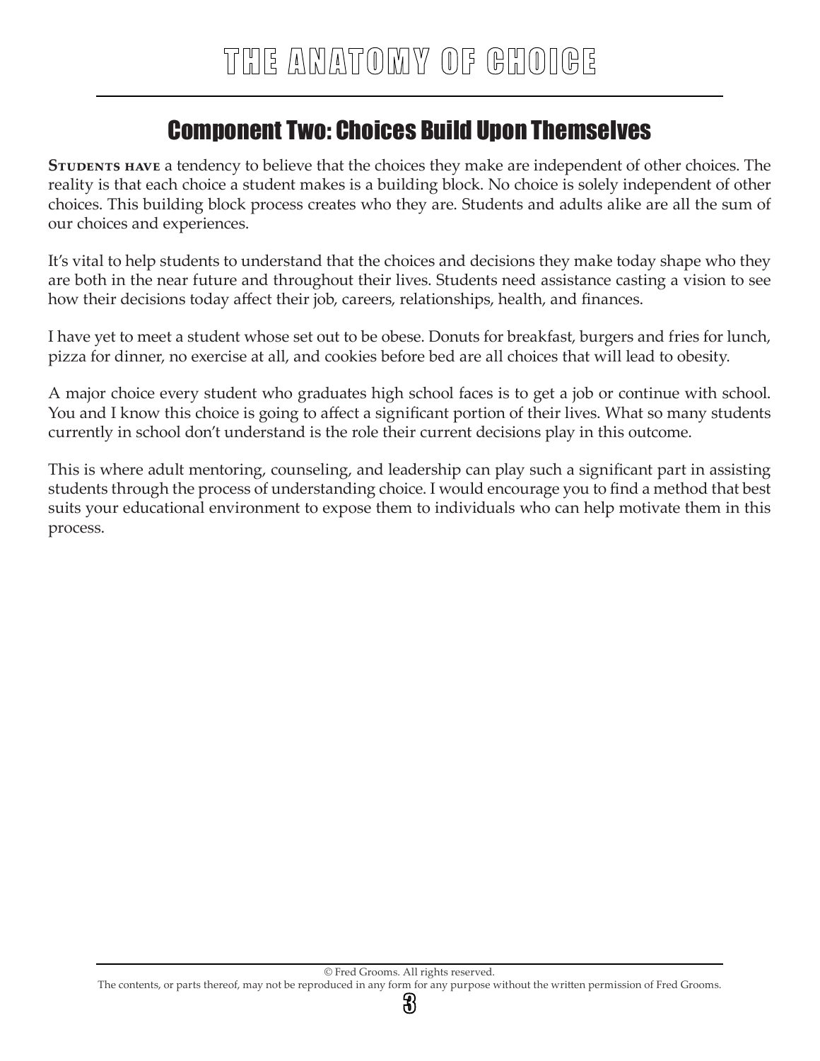## Component Two: Choices Build Upon Themselves

**Students have** a tendency to believe that the choices they make are independent of other choices. The reality is that each choice a student makes is a building block. No choice is solely independent of other choices. This building block process creates who they are. Students and adults alike are all the sum of our choices and experiences.

It's vital to help students to understand that the choices and decisions they make today shape who they are both in the near future and throughout their lives. Students need assistance casting a vision to see how their decisions today affect their job, careers, relationships, health, and finances.

I have yet to meet a student whose set out to be obese. Donuts for breakfast, burgers and fries for lunch, pizza for dinner, no exercise at all, and cookies before bed are all choices that will lead to obesity.

A major choice every student who graduates high school faces is to get a job or continue with school. You and I know this choice is going to affect a significant portion of their lives. What so many students currently in school don't understand is the role their current decisions play in this outcome.

This is where adult mentoring, counseling, and leadership can play such a significant part in assisting students through the process of understanding choice. I would encourage you to find a method that best suits your educational environment to expose them to individuals who can help motivate them in this process.

© Fred Grooms. All rights reserved.
The contents, or parts thereof, may not be reproduced in any form for any purpose without the written permission of Fred Grooms.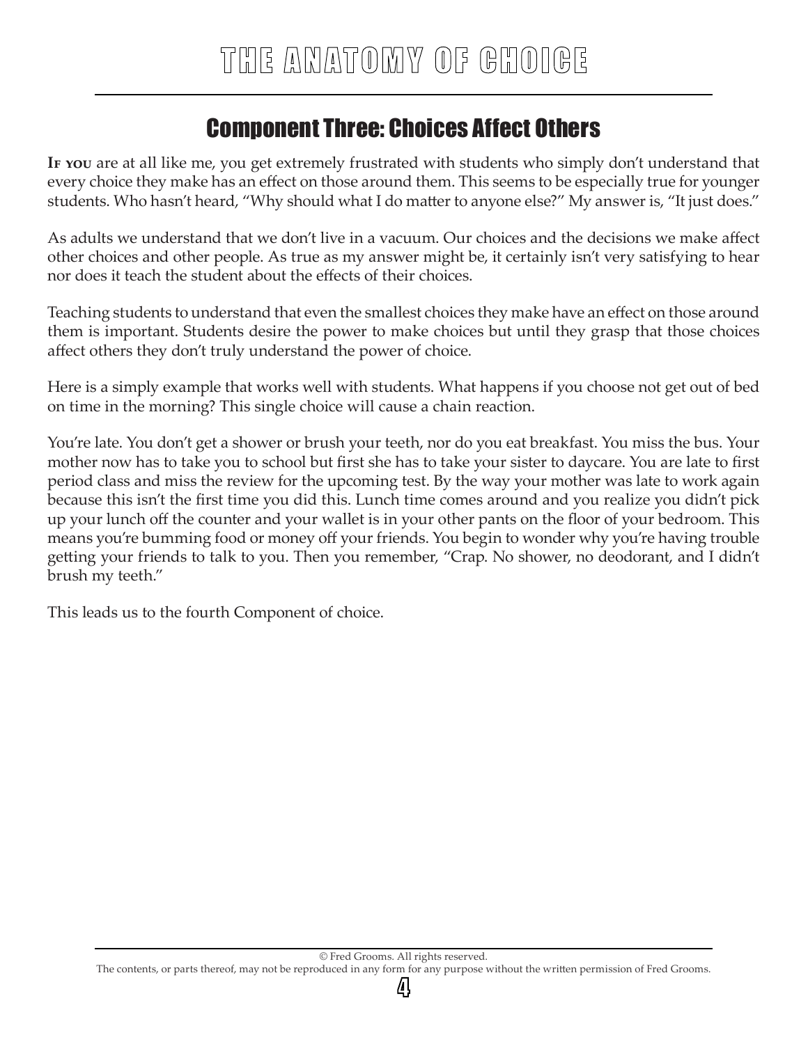## Component Three: Choices Affect Others

**If you** are at all like me, you get extremely frustrated with students who simply don't understand that every choice they make has an effect on those around them. This seems to be especially true for younger students. Who hasn't heard, "Why should what I do matter to anyone else?" My answer is, "It just does."

As adults we understand that we don't live in a vacuum. Our choices and the decisions we make affect other choices and other people. As true as my answer might be, it certainly isn't very satisfying to hear nor does it teach the student about the effects of their choices.

Teaching students to understand that even the smallest choices they make have an effect on those around them is important. Students desire the power to make choices but until they grasp that those choices affect others they don't truly understand the power of choice.

Here is a simply example that works well with students. What happens if you choose not get out of bed on time in the morning? This single choice will cause a chain reaction.

You're late. You don't get a shower or brush your teeth, nor do you eat breakfast. You miss the bus. Your mother now has to take you to school but first she has to take your sister to daycare. You are late to first period class and miss the review for the upcoming test. By the way your mother was late to work again because this isn't the first time you did this. Lunch time comes around and you realize you didn't pick up your lunch off the counter and your wallet is in your other pants on the floor of your bedroom. This means you're bumming food or money off your friends. You begin to wonder why you're having trouble getting your friends to talk to you. Then you remember, "Crap. No shower, no deodorant, and I didn't brush my teeth."

This leads us to the fourth Component of choice.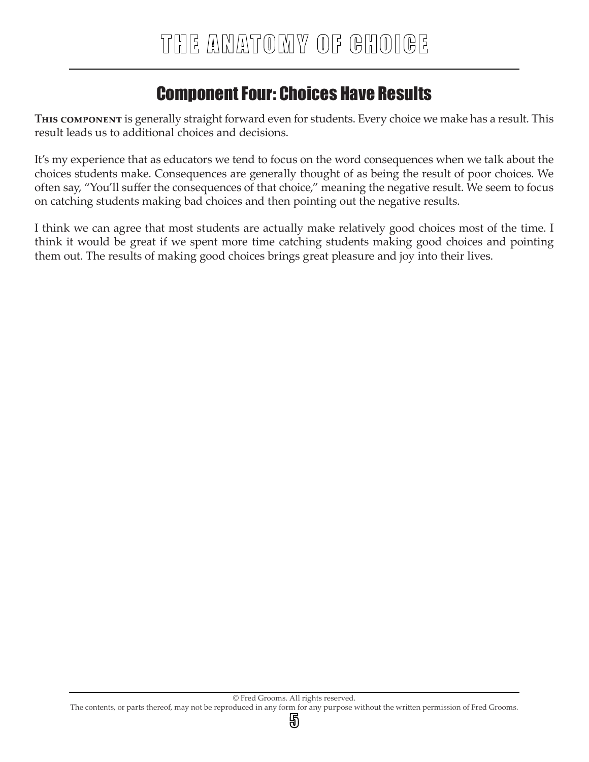## Component Four: Choices Have Results

**This component** is generally straight forward even for students. Every choice we make has a result. This result leads us to additional choices and decisions.

It's my experience that as educators we tend to focus on the word consequences when we talk about the choices students make. Consequences are generally thought of as being the result of poor choices. We often say, "You'll suffer the consequences of that choice," meaning the negative result. We seem to focus on catching students making bad choices and then pointing out the negative results.

I think we can agree that most students are actually make relatively good choices most of the time. I think it would be great if we spent more time catching students making good choices and pointing them out. The results of making good choices brings great pleasure and joy into their lives.

© Fred Grooms. All rights reserved.
The contents, or parts thereof, may not be reproduced in any form for any purpose without the written permission of Fred Grooms.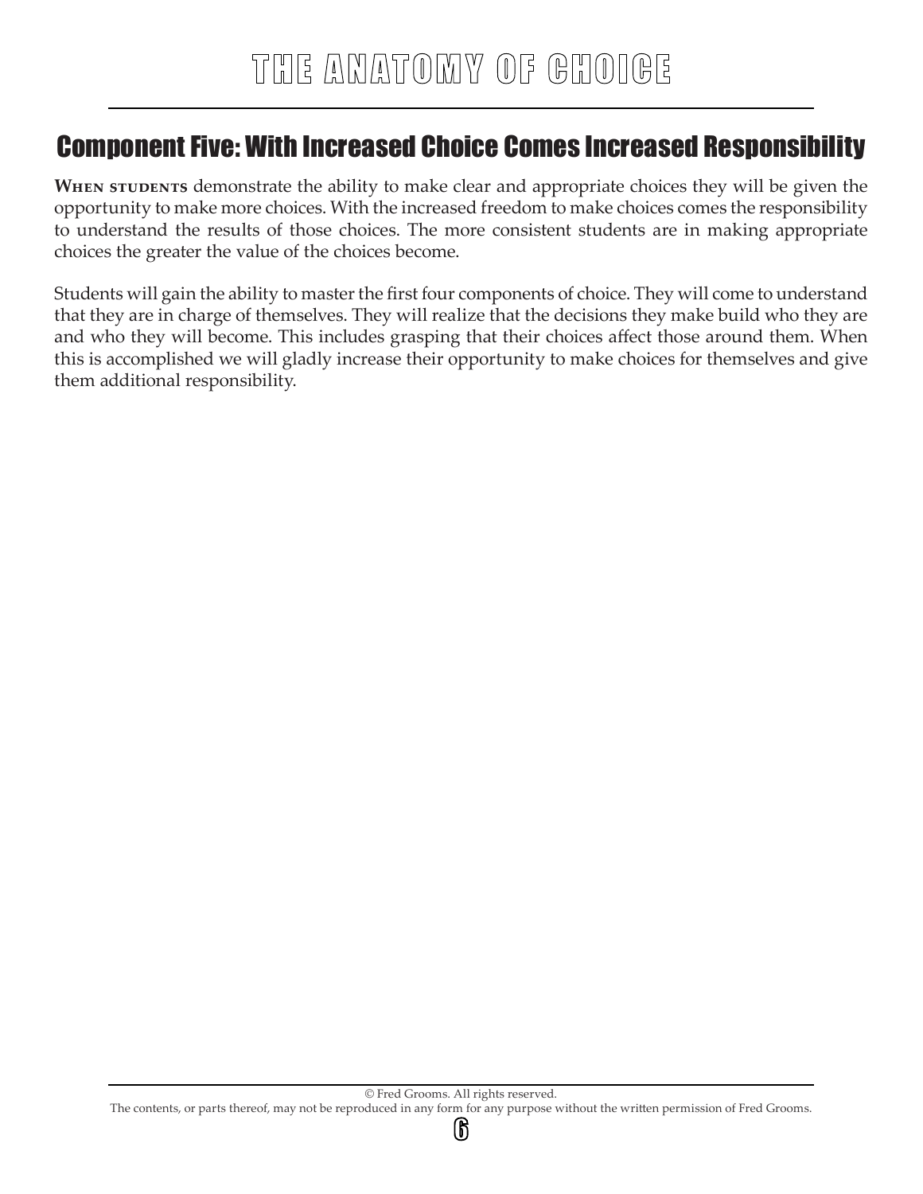## Component Five: With Increased Choice Comes Increased Responsibility

**When students** demonstrate the ability to make clear and appropriate choices they will be given the opportunity to make more choices. With the increased freedom to make choices comes the responsibility to understand the results of those choices. The more consistent students are in making appropriate choices the greater the value of the choices become.

Students will gain the ability to master the first four components of choice. They will come to understand that they are in charge of themselves. They will realize that the decisions they make build who they are and who they will become. This includes grasping that their choices affect those around them. When this is accomplished we will gladly increase their opportunity to make choices for themselves and give them additional responsibility.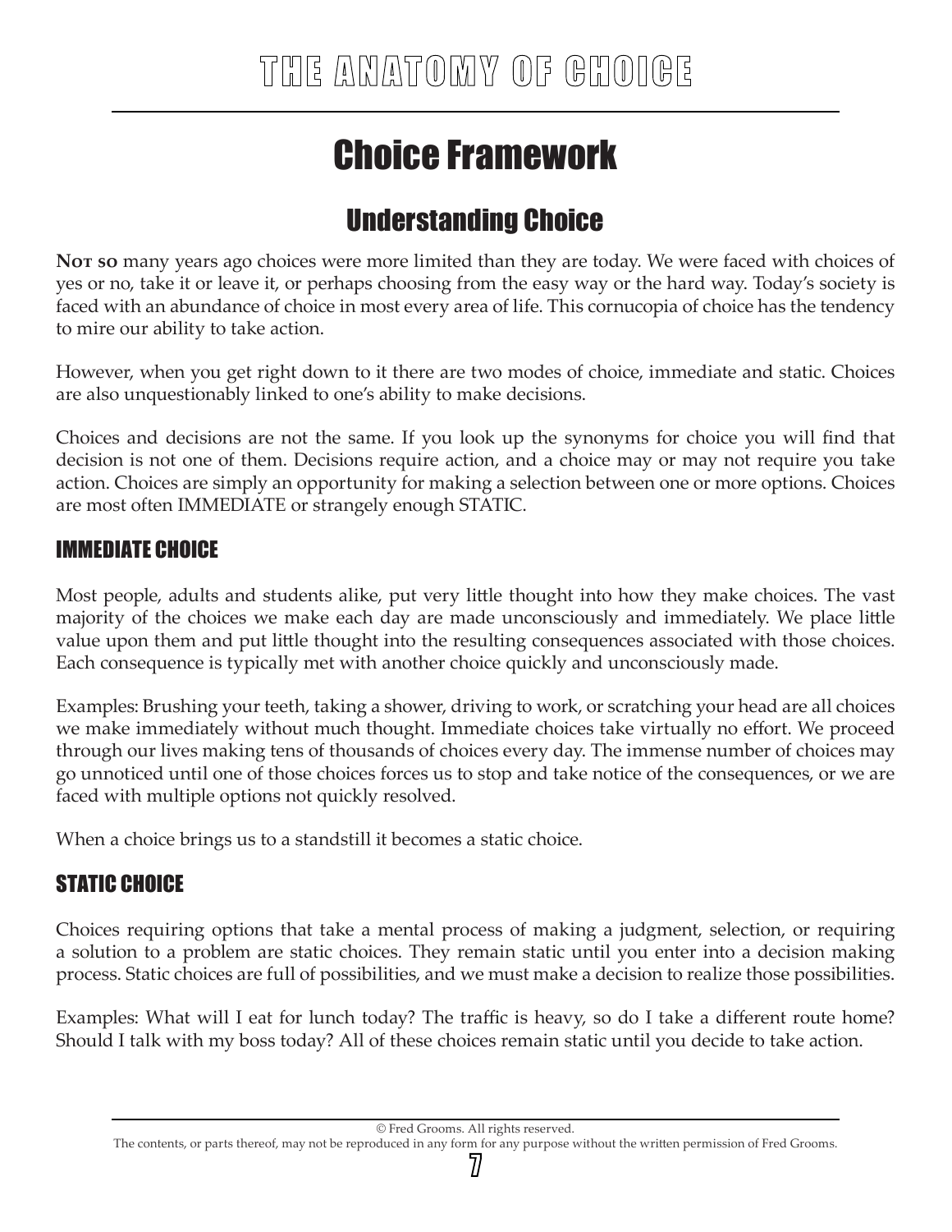# Choice Framework

## Understanding Choice

**Not so** many years ago choices were more limited than they are today. We were faced with choices of yes or no, take it or leave it, or perhaps choosing from the easy way or the hard way. Today's society is faced with an abundance of choice in most every area of life. This cornucopia of choice has the tendency to mire our ability to take action.

However, when you get right down to it there are two modes of choice, immediate and static. Choices are also unquestionably linked to one's ability to make decisions.

Choices and decisions are not the same. If you look up the synonyms for choice you will find that decision is not one of them. Decisions require action, and a choice may or may not require you take action. Choices are simply an opportunity for making a selection between one or more options. Choices are most often IMMEDIATE or strangely enough STATIC.

### IMMEDIATE CHOICE

Most people, adults and students alike, put very little thought into how they make choices. The vast majority of the choices we make each day are made unconsciously and immediately. We place little value upon them and put little thought into the resulting consequences associated with those choices. Each consequence is typically met with another choice quickly and unconsciously made.

Examples: Brushing your teeth, taking a shower, driving to work, or scratching your head are all choices we make immediately without much thought. Immediate choices take virtually no effort. We proceed through our lives making tens of thousands of choices every day. The immense number of choices may go unnoticed until one of those choices forces us to stop and take notice of the consequences, or we are faced with multiple options not quickly resolved.

When a choice brings us to a standstill it becomes a static choice.

### STATIC CHOICE

Choices requiring options that take a mental process of making a judgment, selection, or requiring a solution to a problem are static choices. They remain static until you enter into a decision making process. Static choices are full of possibilities, and we must make a decision to realize those possibilities.

Examples: What will I eat for lunch today? The traffic is heavy, so do I take a different route home? Should I talk with my boss today? All of these choices remain static until you decide to take action.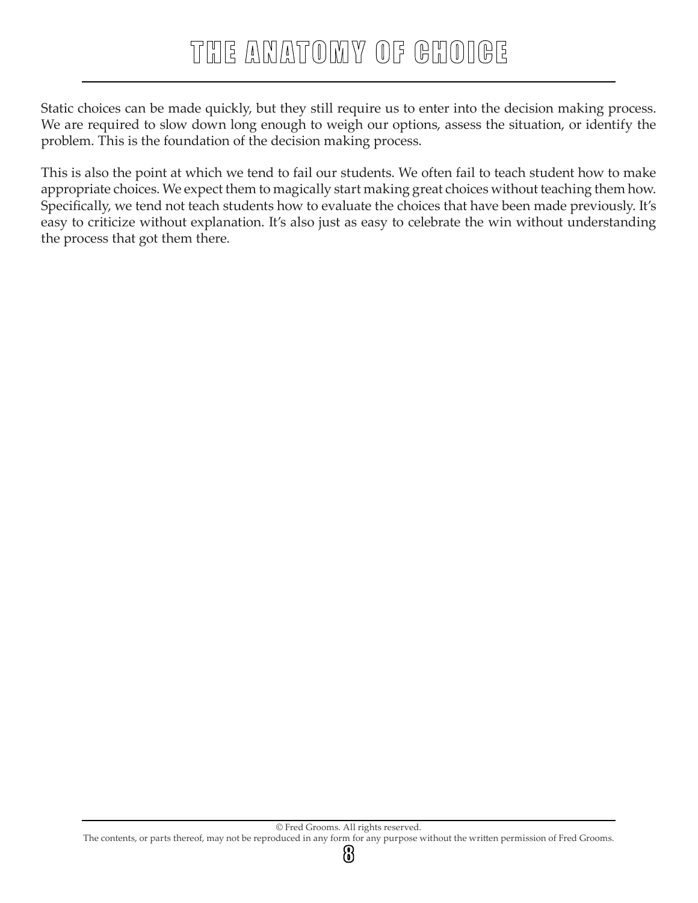Static choices can be made quickly, but they still require us to enter into the decision making process. We are required to slow down long enough to weigh our options, assess the situation, or identify the problem. This is the foundation of the decision making process.

This is also the point at which we tend to fail our students. We often fail to teach student how to make appropriate choices. We expect them to magically start making great choices without teaching them how. Specifically, we tend not teach students how to evaluate the choices that have been made previously. It's easy to criticize without explanation. It's also just as easy to celebrate the win without understanding the process that got them there.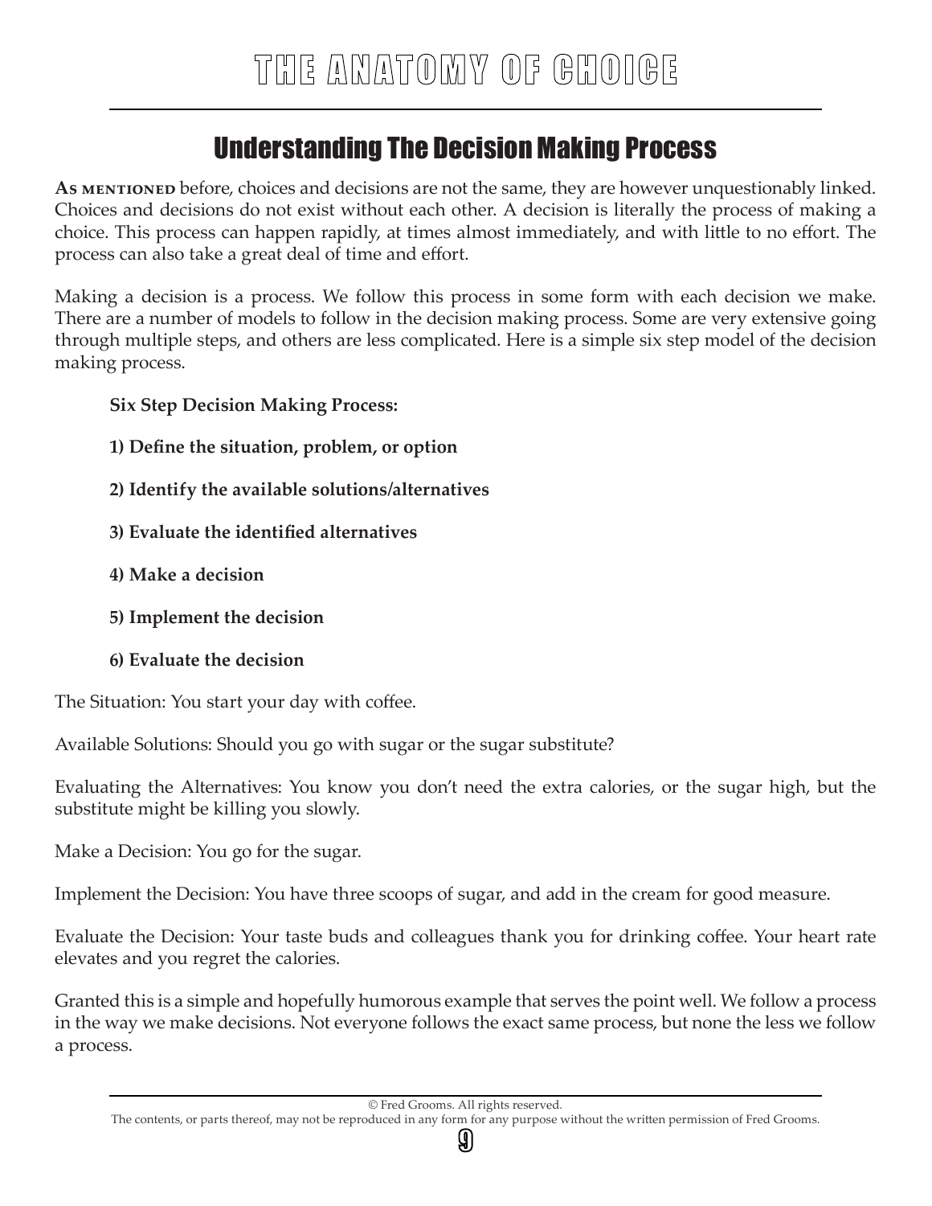## Understanding The Decision Making Process

**As mentioned** before, choices and decisions are not the same, they are however unquestionably linked. Choices and decisions do not exist without each other. A decision is literally the process of making a choice. This process can happen rapidly, at times almost immediately, and with little to no effort. The process can also take a great deal of time and effort.

Making a decision is a process. We follow this process in some form with each decision we make. There are a number of models to follow in the decision making process. Some are very extensive going through multiple steps, and others are less complicated. Here is a simple six step model of the decision making process.

**Six Step Decision Making Process:**

**1) Define the situation, problem, or option**

**2) Identify the available solutions/alternatives**

**3) Evaluate the identified alternatives**

**4) Make a decision**

**5) Implement the decision**

**6) Evaluate the decision**

The Situation: You start your day with coffee.

Available Solutions: Should you go with sugar or the sugar substitute?

Evaluating the Alternatives: You know you don't need the extra calories, or the sugar high, but the substitute might be killing you slowly.

Make a Decision: You go for the sugar.

Implement the Decision: You have three scoops of sugar, and add in the cream for good measure.

Evaluate the Decision: Your taste buds and colleagues thank you for drinking coffee. Your heart rate elevates and you regret the calories.

Granted this is a simple and hopefully humorous example that serves the point well. We follow a process in the way we make decisions. Not everyone follows the exact same process, but none the less we follow a process.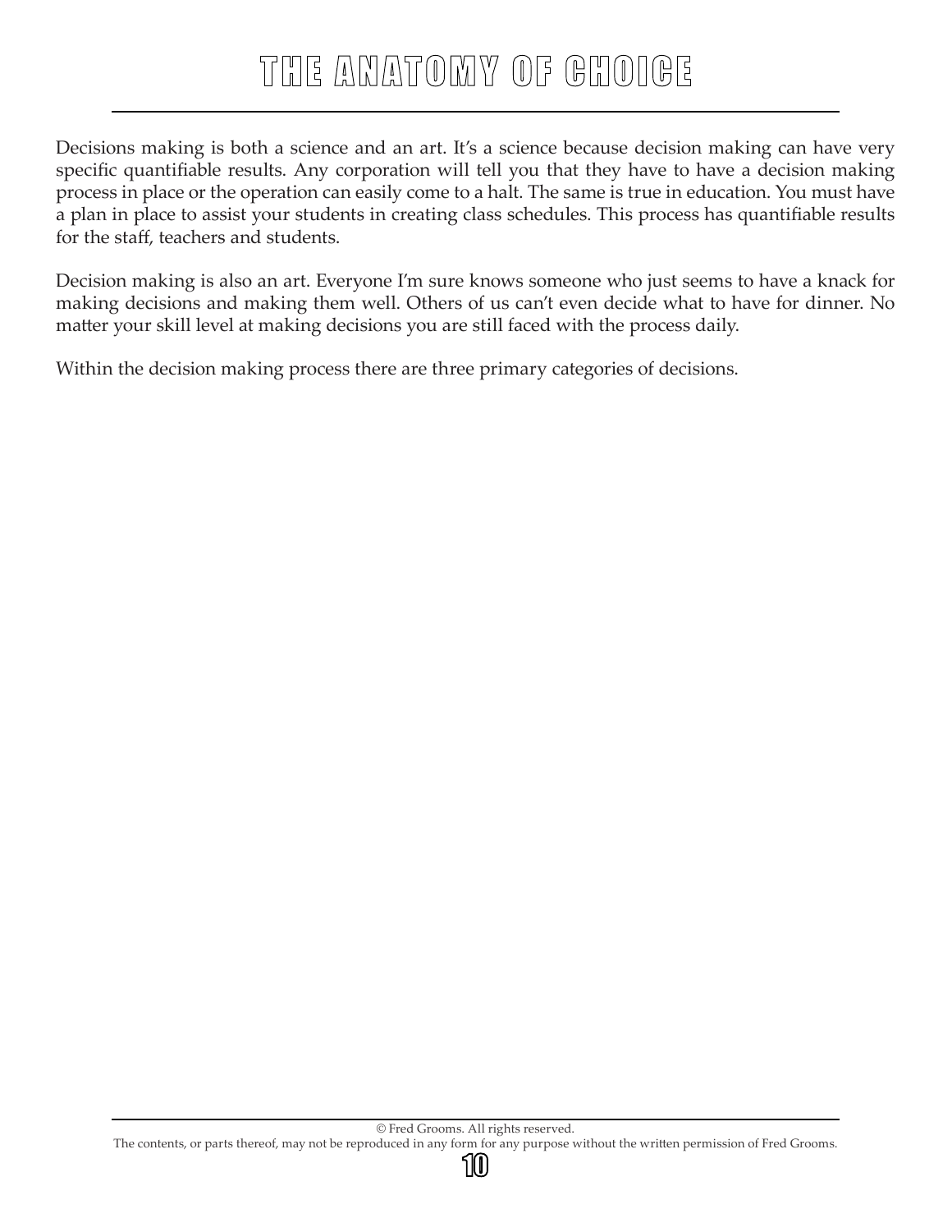# THE ANATOMY OF CHOICE

Decisions making is both a science and an art. It's a science because decision making can have very specific quantifiable results. Any corporation will tell you that they have to have a decision making process in place or the operation can easily come to a halt. The same is true in education. You must have a plan in place to assist your students in creating class schedules. This process has quantifiable results for the staff, teachers and students.

Decision making is also an art. Everyone I'm sure knows someone who just seems to have a knack for making decisions and making them well. Others of us can't even decide what to have for dinner. No matter your skill level at making decisions you are still faced with the process daily.

Within the decision making process there are three primary categories of decisions.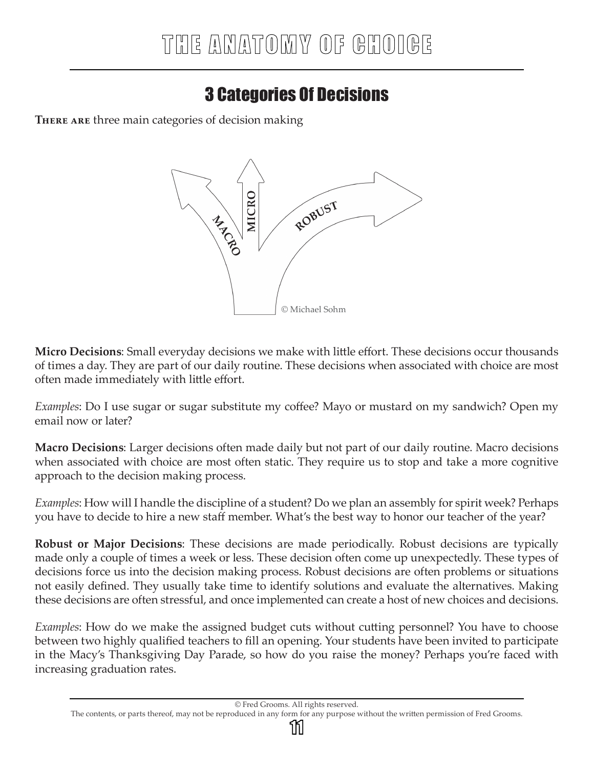## 3 Categories Of Decisions

**There are** three main categories of decision making

**Micro Decisions**: Small everyday decisions we make with little effort. These decisions occur thousands of times a day. They are part of our daily routine. These decisions when associated with choice are most often made immediately with little effort.

*Examples*: Do I use sugar or sugar substitute my coffee? Mayo or mustard on my sandwich? Open my email now or later?

**Macro Decisions**: Larger decisions often made daily but not part of our daily routine. Macro decisions when associated with choice are most often static. They require us to stop and take a more cognitive approach to the decision making process.

*Examples*: How will I handle the discipline of a student? Do we plan an assembly for spirit week? Perhaps you have to decide to hire a new staff member. What's the best way to honor our teacher of the year?

**Robust or Major Decisions**: These decisions are made periodically. Robust decisions are typically made only a couple of times a week or less. These decision often come up unexpectedly. These types of decisions force us into the decision making process. Robust decisions are often problems or situations not easily defined. They usually take time to identify solutions and evaluate the alternatives. Making these decisions are often stressful, and once implemented can create a host of new choices and decisions.

*Examples*: How do we make the assigned budget cuts without cutting personnel? You have to choose between two highly qualified teachers to fill an opening. Your students have been invited to participate in the Macy's Thanksgiving Day Parade, so how do you raise the money? Perhaps you're faced with increasing graduation rates.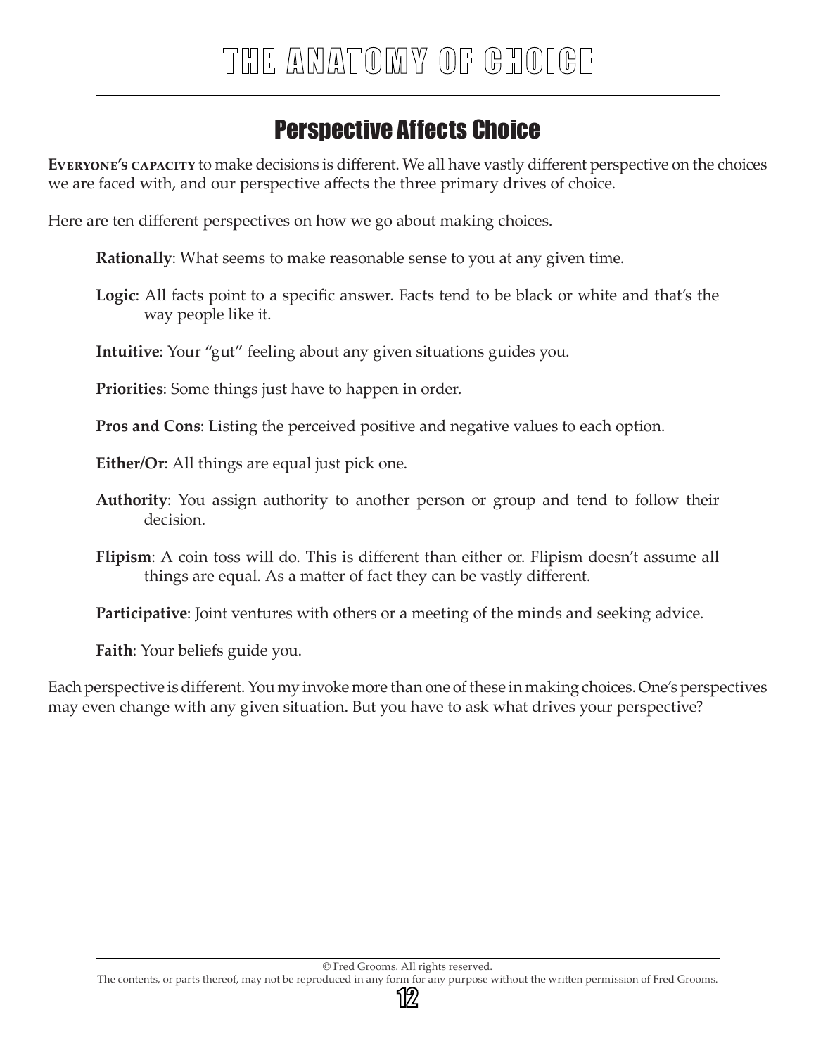## Perspective Affects Choice

**Everyone's capacity** to make decisions is different. We all have vastly different perspective on the choices we are faced with, and our perspective affects the three primary drives of choice.

Here are ten different perspectives on how we go about making choices.

**Rationally**: What seems to make reasonable sense to you at any given time.

**Logic**: All facts point to a specific answer. Facts tend to be black or white and that's the way people like it.

**Intuitive**: Your "gut" feeling about any given situations guides you.

**Priorities**: Some things just have to happen in order.

**Pros and Cons**: Listing the perceived positive and negative values to each option.

**Either/Or**: All things are equal just pick one.

**Authority**: You assign authority to another person or group and tend to follow their decision.

**Flipism**: A coin toss will do. This is different than either or. Flipism doesn't assume all things are equal. As a matter of fact they can be vastly different.

**Participative**: Joint ventures with others or a meeting of the minds and seeking advice.

**Faith**: Your beliefs guide you.

Each perspective is different. You my invoke more than one of these in making choices. One's perspectives may even change with any given situation. But you have to ask what drives your perspective?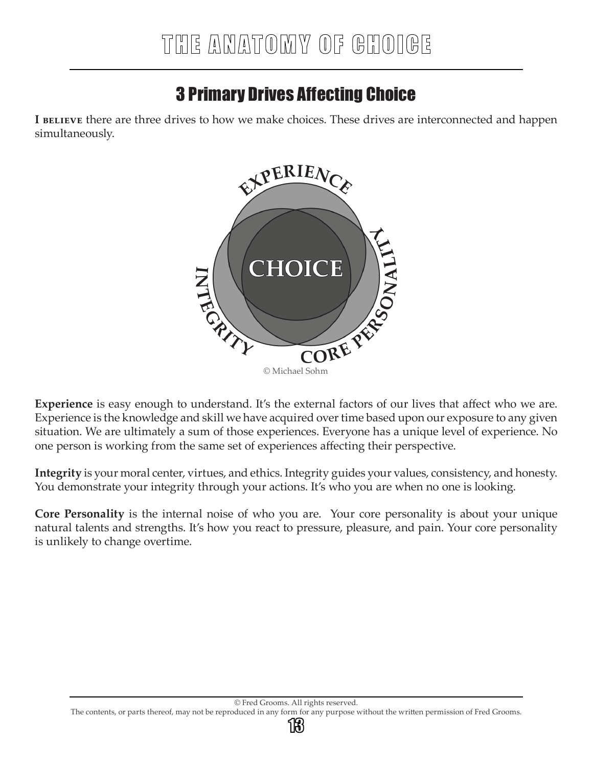# THE ANATOMY OF CHOICE

## 3 Primary Drives Affecting Choice

I BELIEVE there are three drives to how we make choices. These drives are interconnected and happen simultaneously.

EXPERIENCE

CHOICE

INTEGRITY

CORE PERSONALITY

© Michael Sohm

**Experience** is easy enough to understand. It's the external factors of our lives that affect who we are. Experience is the knowledge and skill we have acquired over time based upon our exposure to any given situation. We are ultimately a sum of those experiences. Everyone has a unique level of experience. No one person is working from the same set of experiences affecting their perspective.

**Integrity** is your moral center, virtues, and ethics. Integrity guides your values, consistency, and honesty. You demonstrate your integrity through your actions. It's who you are when no one is looking.

**Core Personality** is the internal noise of who you are. Your core personality is about your unique natural talents and strengths. It's how you react to pressure, pleasure, and pain. Your core personality is unlikely to change overtime.

© Fred Grooms. All rights reserved.
The contents, or parts thereof, may not be reproduced in any form for any purpose without the written permission of Fred Grooms.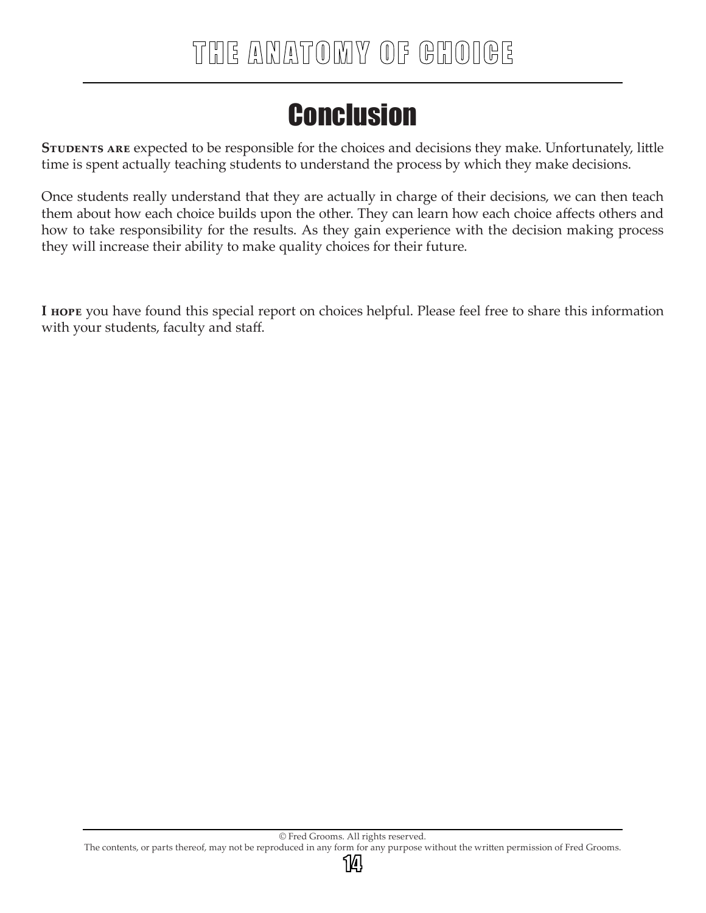# Conclusion

**Students are** expected to be responsible for the choices and decisions they make. Unfortunately, little time is spent actually teaching students to understand the process by which they make decisions.

Once students really understand that they are actually in charge of their decisions, we can then teach them about how each choice builds upon the other. They can learn how each choice affects others and how to take responsibility for the results. As they gain experience with the decision making process they will increase their ability to make quality choices for their future.

**I hope** you have found this special report on choices helpful. Please feel free to share this information with your students, faculty and staff.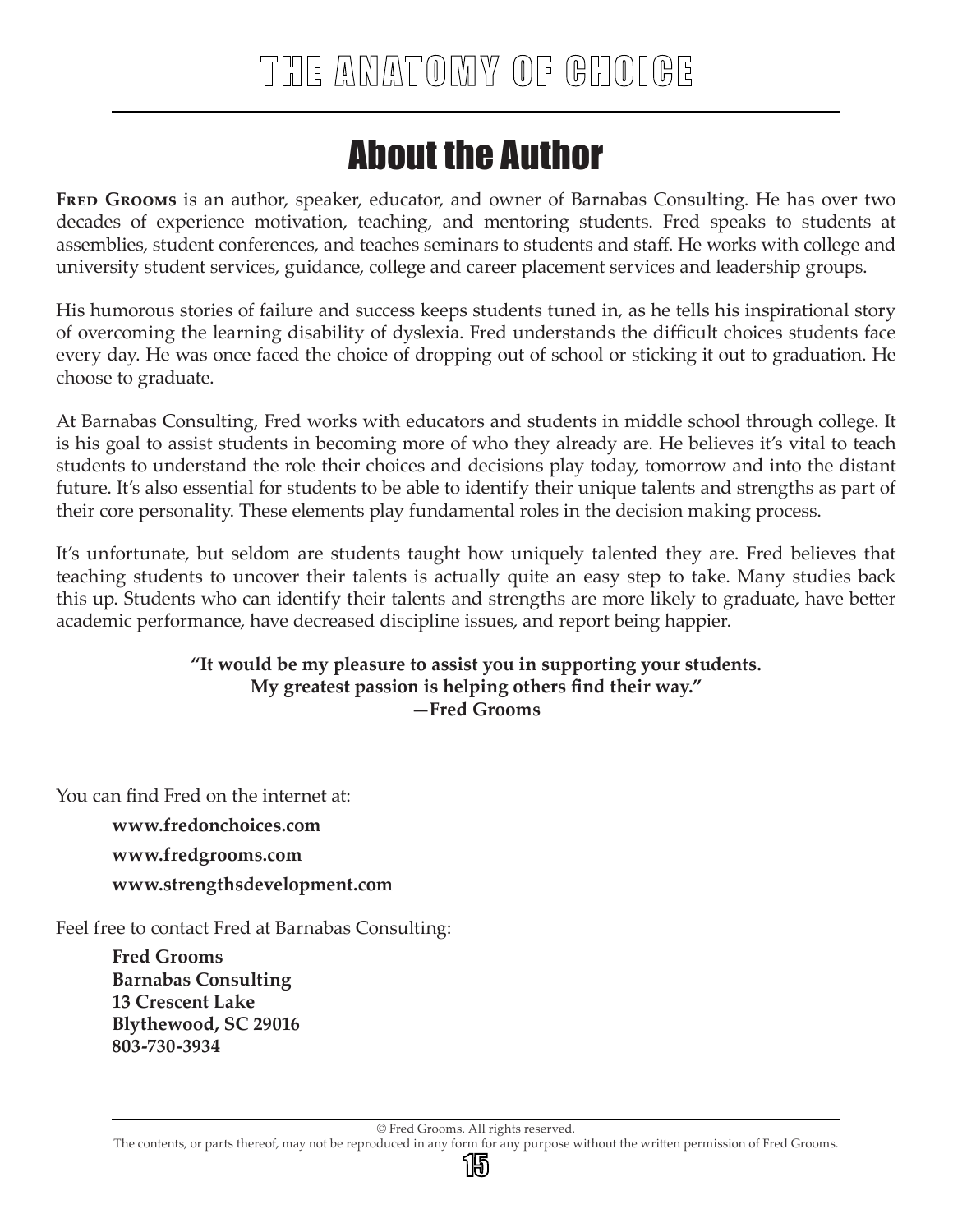# About the Author

**Fred Grooms** is an author, speaker, educator, and owner of Barnabas Consulting. He has over two decades of experience motivation, teaching, and mentoring students. Fred speaks to students at assemblies, student conferences, and teaches seminars to students and staff. He works with college and university student services, guidance, college and career placement services and leadership groups.

His humorous stories of failure and success keeps students tuned in, as he tells his inspirational story of overcoming the learning disability of dyslexia. Fred understands the difficult choices students face every day. He was once faced the choice of dropping out of school or sticking it out to graduation. He choose to graduate.

At Barnabas Consulting, Fred works with educators and students in middle school through college. It is his goal to assist students in becoming more of who they already are. He believes it's vital to teach students to understand the role their choices and decisions play today, tomorrow and into the distant future. It's also essential for students to be able to identify their unique talents and strengths as part of their core personality. These elements play fundamental roles in the decision making process.

It's unfortunate, but seldom are students taught how uniquely talented they are. Fred believes that teaching students to uncover their talents is actually quite an easy step to take. Many studies back this up. Students who can identify their talents and strengths are more likely to graduate, have better academic performance, have decreased discipline issues, and report being happier.

**"It would be my pleasure to assist you in supporting your students.
My greatest passion is helping others find their way."
—Fred Grooms**

You can find Fred on the internet at:

**www.fredonchoices.com**

**www.fredgrooms.com**

**www.strengthsdevelopment.com**

Feel free to contact Fred at Barnabas Consulting:

**Fred Grooms
Barnabas Consulting
13 Crescent Lake
Blythewood, SC 29016
803-730-3934**

© Fred Grooms. All rights reserved.
The contents, or parts thereof, may not be reproduced in any form for any purpose without the written permission of Fred Grooms.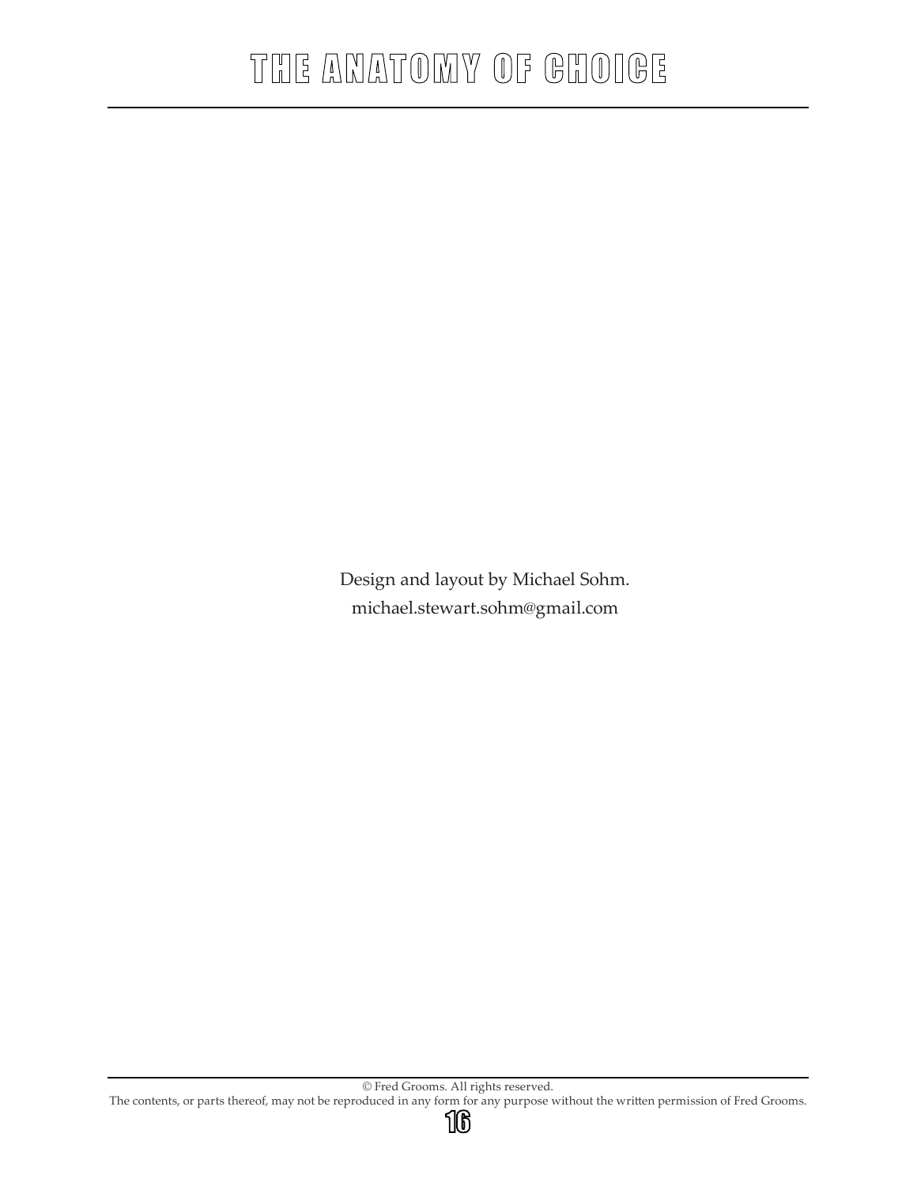Design and layout by Michael Sohm.
michael.stewart.sohm@gmail.com

© Fred Grooms. All rights reserved.
The contents, or parts thereof, may not be reproduced in any form for any purpose without the written permission of Fred Grooms.